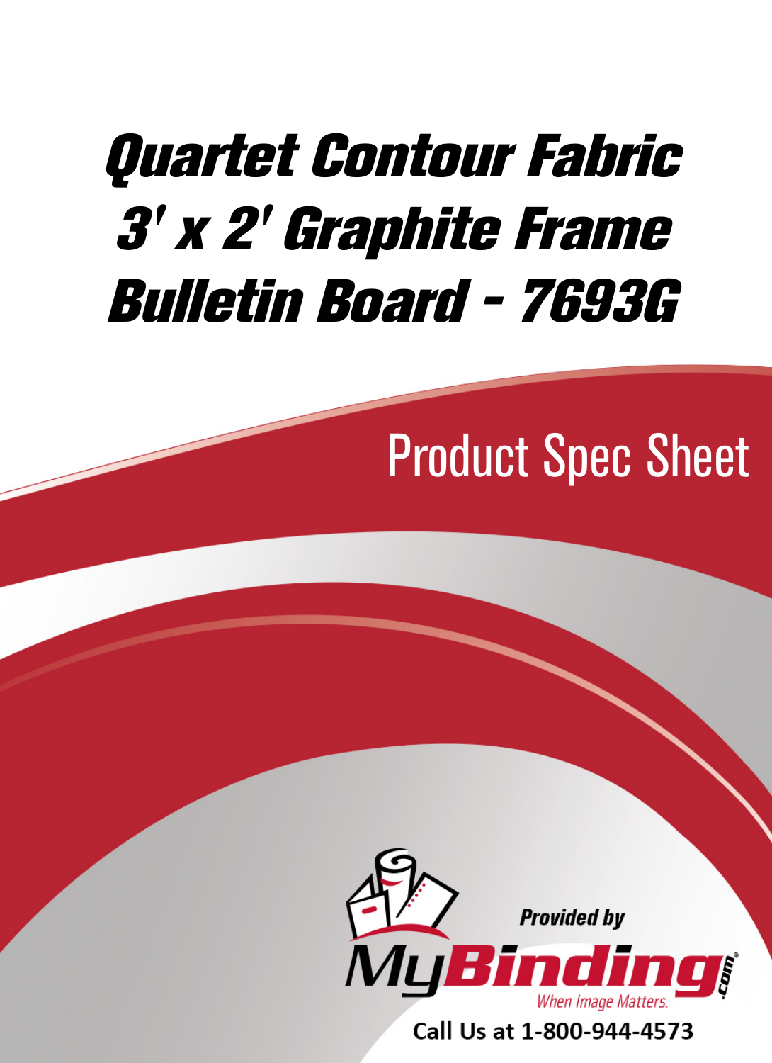# Quartet Contour Fabric 3' x 2' Graphite Frame Bulletin Board - 7693G

## Product Spec Sheet

*Provided by*

**MyBinding.com**

*When Image Matters.*

**Call Us at 1-800-944-4573**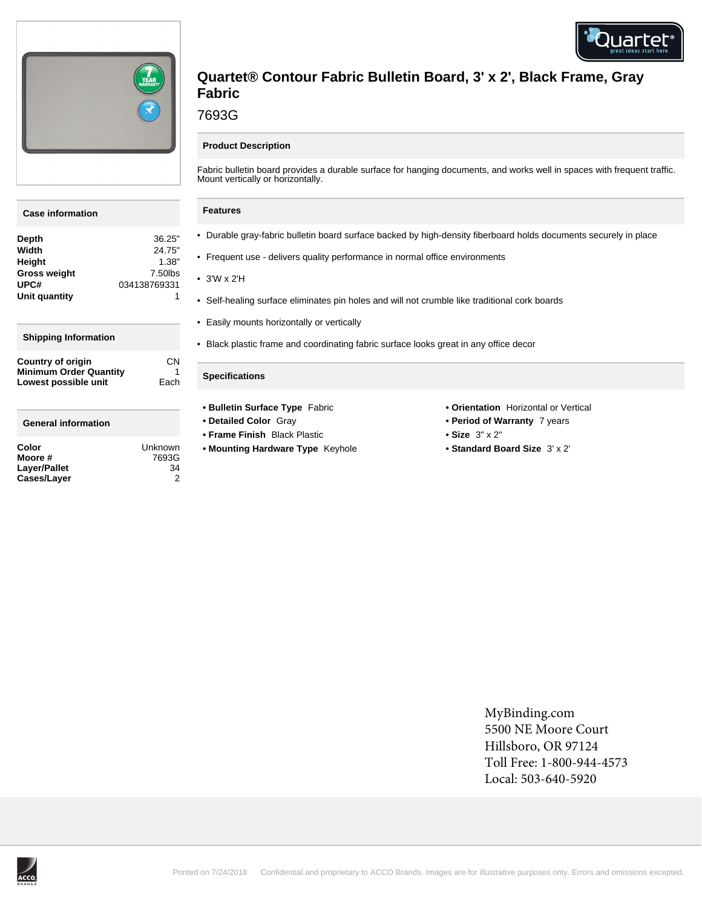# Quartet® Contour Fabric Bulletin Board, 3' x 2', Black Frame, Gray Fabric

7693G

## Case information

| | |
|---|---|
| **Depth** | 36.25" |
| **Width** | 24.75" |
| **Height** | 1.38" |
| **Gross weight** | 7.50lbs |
| **UPC#** | 034138769331 |
| **Unit quantity** | 1 |

## Shipping Information

| | |
|---|---|
| **Country of origin** | CN |
| **Minimum Order Quantity** | 1 |
| **Lowest possible unit** | Each |

## General information

| | |
|---|---|
| **Color** | Unknown |
| **Moore #** | 7693G |
| **Layer/Pallet** | 34 |
| **Cases/Layer** | 2 |

## Product Description

Fabric bulletin board provides a durable surface for hanging documents, and works well in spaces with frequent traffic. Mount vertically or horizontally.

## Features

- Durable gray-fabric bulletin board surface backed by high-density fiberboard holds documents securely in place
- Frequent use - delivers quality performance in normal office environments
- 3'W x 2'H
- Self-healing surface eliminates pin holes and will not crumble like traditional cork boards
- Easily mounts horizontally or vertically
- Black plastic frame and coordinating fabric surface looks great in any office decor

## Specifications

- **Bulletin Surface Type** Fabric
- **Detailed Color** Gray
- **Frame Finish** Black Plastic
- **Mounting Hardware Type** Keyhole
- **Orientation** Horizontal or Vertical
- **Period of Warranty** 7 years
- **Size** 3" x 2"
- **Standard Board Size** 3' x 2'

MyBinding.com
5500 NE Moore Court
Hillsboro, OR 97124
Toll Free: 1-800-944-4573
Local: 503-640-5920

Printed on 7/24/2018 Confidential and proprietary to ACCO Brands. Images are for illustrative purposes only. Errors and omissions excepted.